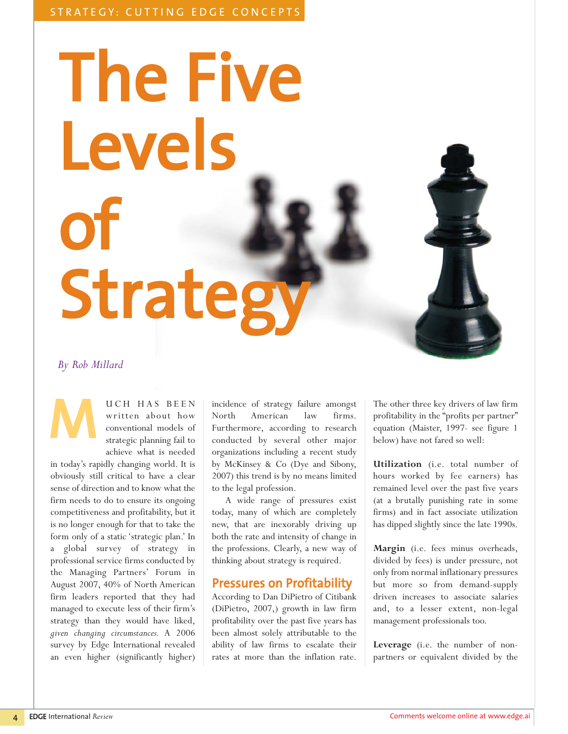STRATEGY: CUTTING EDGE CONCEPTS

# The Five Levels of Strategy

*By Rob Millard*

MUCH HAS BEEN written about how conventional models of strategic planning fail to achieve what is needed in today's rapidly changing world. It is obviously still critical to have a clear sense of direction and to know what the firm needs to do to ensure its ongoing competitiveness and profitability, but it is no longer enough for that to take the form only of a static 'strategic plan.' In a global survey of strategy in professional service firms conducted by the Managing Partners' Forum in August 2007, 40% of North American firm leaders reported that they had managed to execute less of their firm's strategy than they would have liked, *given changing circumstances.* A 2006 survey by Edge International revealed an even higher (significantly higher) incidence of strategy failure amongst North American law firms. Furthermore, according to research conducted by several other major organizations including a recent study by McKinsey & Co (Dye and Sibony, 2007) this trend is by no means limited to the legal profession.

A wide range of pressures exist today, many of which are completely new, that are inexorably driving up both the rate and intensity of change in the professions. Clearly, a new way of thinking about strategy is required.

## Pressures on Profitability

According to Dan DiPietro of Citibank (DiPietro, 2007,) growth in law firm profitability over the past five years has been almost solely attributable to the ability of law firms to escalate their rates at more than the inflation rate. The other three key drivers of law firm profitability in the "profits per partner" equation (Maister, 1997- see figure 1 below) have not fared so well:

**Utilization** (i.e. total number of hours worked by fee earners) has remained level over the past five years (at a brutally punishing rate in some firms) and in fact associate utilization has dipped slightly since the late 1990s.

**Margin** (i.e. fees minus overheads, divided by fees) is under pressure, not only from normal inflationary pressures but more so from demand-supply driven increases to associate salaries and, to a lesser extent, non-legal management professionals too.

**Leverage** (i.e. the number of non-partners or equivalent divided by the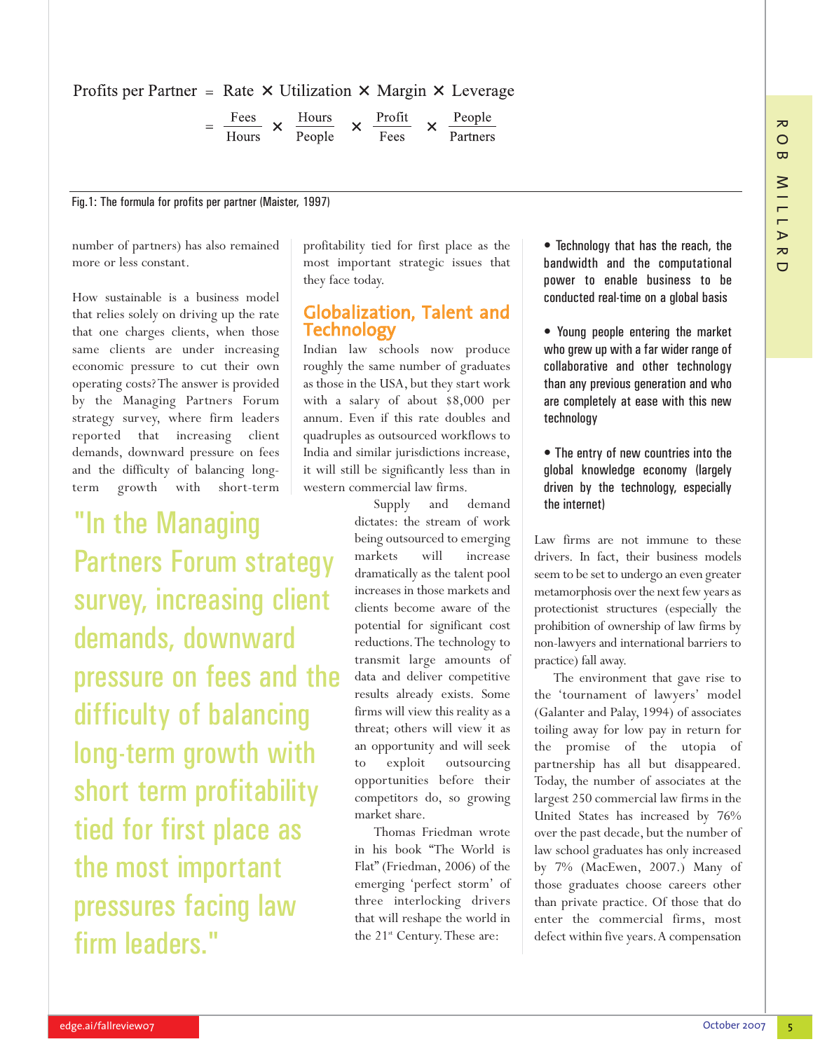$$\text{Profits per Partner} = \text{Rate} \times \text{Utilization} \times \text{Margin} \times \text{Leverage}$$

$$= \frac{\text{Fees}}{\text{Hours}} \times \frac{\text{Hours}}{\text{People}} \times \frac{\text{Profit}}{\text{Fees}} \times \frac{\text{People}}{\text{Partners}}$$

Fig.1: The formula for profits per partner (Maister, 1997)

number of partners) has also remained more or less constant.

How sustainable is a business model that relies solely on driving up the rate that one charges clients, when those same clients are under increasing economic pressure to cut their own operating costs? The answer is provided by the Managing Partners Forum strategy survey, where firm leaders reported that increasing client demands, downward pressure on fees and the difficulty of balancing long-term growth with short-term profitability tied for first place as the most important strategic issues that they face today.

> "In the Managing Partners Forum strategy survey, increasing client demands, downward pressure on fees and the difficulty of balancing long-term growth with short term profitability tied for first place as the most important pressures facing law firm leaders."

## Globalization, Talent and Technology

Indian law schools now produce roughly the same number of graduates as those in the USA, but they start work with a salary of about $8,000 per annum. Even if this rate doubles and quadruples as outsourced workflows to India and similar jurisdictions increase, it will still be significantly less than in western commercial law firms.

Supply and demand dictates: the stream of work being outsourced to emerging markets will increase dramatically as the talent pool increases in those markets and clients become aware of the potential for significant cost reductions. The technology to transmit large amounts of data and deliver competitive results already exists. Some firms will view this reality as a threat; others will view it as an opportunity and will seek to exploit outsourcing opportunities before their competitors do, so growing market share.

Thomas Friedman wrote in his book "The World is Flat" (Friedman, 2006) of the emerging 'perfect storm' of three interlocking drivers that will reshape the world in the 21st Century. These are:

- Technology that has the reach, the bandwidth and the computational power to enable business to be conducted real-time on a global basis
- Young people entering the market who grew up with a far wider range of collaborative and other technology than any previous generation and who are completely at ease with this new technology
- The entry of new countries into the global knowledge economy (largely driven by the technology, especially the internet)

Law firms are not immune to these drivers. In fact, their business models seem to be set to undergo an even greater metamorphosis over the next few years as protectionist structures (especially the prohibition of ownership of law firms by non-lawyers and international barriers to practice) fall away.

The environment that gave rise to the 'tournament of lawyers' model (Galanter and Palay, 1994) of associates toiling away for low pay in return for the promise of the utopia of partnership has all but disappeared. Today, the number of associates at the largest 250 commercial law firms in the United States has increased by 76% over the past decade, but the number of law school graduates has only increased by 7% (MacEwen, 2007.) Many of those graduates choose careers other than private practice. Of those that do enter the commercial firms, most defect within five years. A compensation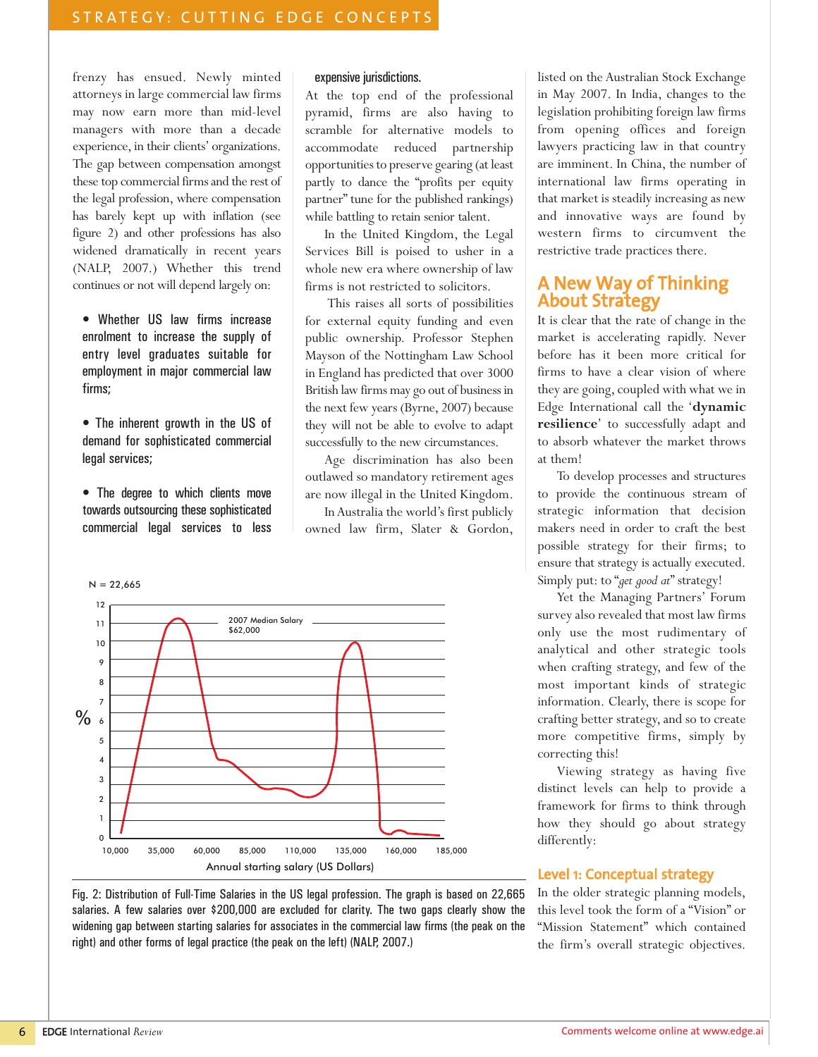frenzy has ensued. Newly minted attorneys in large commercial law firms may now earn more than mid-level managers with more than a decade experience, in their clients' organizations. The gap between compensation amongst these top commercial firms and the rest of the legal profession, where compensation has barely kept up with inflation (see figure 2) and other professions has also widened dramatically in recent years (NALP, 2007.) Whether this trend continues or not will depend largely on:

- Whether US law firms increase enrolment to increase the supply of entry level graduates suitable for employment in major commercial law firms;
- The inherent growth in the US of demand for sophisticated commercial legal services;
- The degree to which clients move towards outsourcing these sophisticated commercial legal services to less expensive jurisdictions.

At the top end of the professional pyramid, firms are also having to scramble for alternative models to accommodate reduced partnership opportunities to preserve gearing (at least partly to dance the "profits per equity partner" tune for the published rankings) while battling to retain senior talent.

In the United Kingdom, the Legal Services Bill is poised to usher in a whole new era where ownership of law firms is not restricted to solicitors.

This raises all sorts of possibilities for external equity funding and even public ownership. Professor Stephen Mayson of the Nottingham Law School in England has predicted that over 3000 British law firms may go out of business in the next few years (Byrne, 2007) because they will not be able to evolve to adapt successfully to the new circumstances.

Age discrimination has also been outlawed so mandatory retirement ages are now illegal in the United Kingdom.

In Australia the world's first publicly owned law firm, Slater & Gordon, listed on the Australian Stock Exchange in May 2007. In India, changes to the legislation prohibiting foreign law firms from opening offices and foreign lawyers practicing law in that country are imminent. In China, the number of international law firms operating in that market is steadily increasing as new and innovative ways are found by western firms to circumvent the restrictive trade practices there.

Fig. 2: Distribution of Full-Time Salaries in the US legal profession. The graph is based on 22,665 salaries. A few salaries over $200,000 are excluded for clarity. The two gaps clearly show the widening gap between starting salaries for associates in the commercial law firms (the peak on the right) and other forms of legal practice (the peak on the left) (NALP, 2007.)

## A New Way of Thinking About Strategy

It is clear that the rate of change in the market is accelerating rapidly. Never before has it been more critical for firms to have a clear vision of where they are going, coupled with what we in Edge International call the '**dynamic resilience**' to successfully adapt and to absorb whatever the market throws at them!

To develop processes and structures to provide the continuous stream of strategic information that decision makers need in order to craft the best possible strategy for their firms; to ensure that strategy is actually executed. Simply put: to "*get good at*" strategy!

Yet the Managing Partners' Forum survey also revealed that most law firms only use the most rudimentary of analytical and other strategic tools when crafting strategy, and few of the most important kinds of strategic information. Clearly, there is scope for crafting better strategy, and so to create more competitive firms, simply by correcting this!

Viewing strategy as having five distinct levels can help to provide a framework for firms to think through how they should go about strategy differently:

### Level 1: Conceptual strategy

In the older strategic planning models, this level took the form of a "Vision" or "Mission Statement" which contained the firm's overall strategic objectives.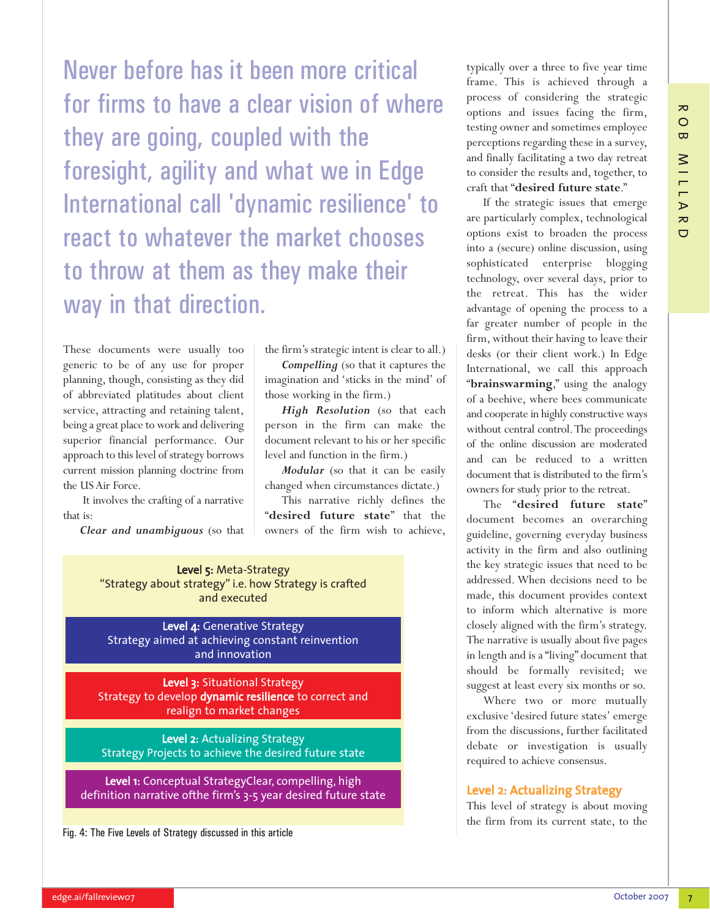Never before has it been more critical for firms to have a clear vision of where they are going, coupled with the foresight, agility and what we in Edge International call 'dynamic resilience' to react to whatever the market chooses to throw at them as they make their way in that direction.

These documents were usually too generic to be of any use for proper planning, though, consisting as they did of abbreviated platitudes about client service, attracting and retaining talent, being a great place to work and delivering superior financial performance. Our approach to this level of strategy borrows current mission planning doctrine from the US Air Force.

It involves the crafting of a narrative that is:

***Clear and unambiguous*** (so that the firm's strategic intent is clear to all.)

***Compelling*** (so that it captures the imagination and 'sticks in the mind' of those working in the firm.)

***High Resolution*** (so that each person in the firm can make the document relevant to his or her specific level and function in the firm.)

***Modular*** (so that it can be easily changed when circumstances dictate.)

This narrative richly defines the "**desired future state**" that the owners of the firm wish to achieve, typically over a three to five year time frame. This is achieved through a process of considering the strategic options and issues facing the firm, testing owner and sometimes employee perceptions regarding these in a survey, and finally facilitating a two day retreat to consider the results and, together, to craft that "**desired future state**."

If the strategic issues that emerge are particularly complex, technological options exist to broaden the process into a (secure) online discussion, using sophisticated enterprise blogging technology, over several days, prior to the retreat. This has the wider advantage of opening the process to a far greater number of people in the firm, without their having to leave their desks (or their client work.) In Edge International, we call this approach "**brainswarming**," using the analogy of a beehive, where bees communicate and cooperate in highly constructive ways without central control. The proceedings of the online discussion are moderated and can be reduced to a written document that is distributed to the firm's owners for study prior to the retreat.

The "**desired future state**" document becomes an overarching guideline, governing everyday business activity in the firm and also outlining the key strategic issues that need to be addressed. When decisions need to be made, this document provides context to inform which alternative is more closely aligned with the firm's strategy. The narrative is usually about five pages in length and is a "living" document that should be formally revisited; we suggest at least every six months or so.

Where two or more mutually exclusive 'desired future states' emerge from the discussions, further facilitated debate or investigation is usually required to achieve consensus.

**Level 5:** Meta-Strategy
"Strategy about strategy" i.e. how Strategy is crafted and executed

**Level 4:** Generative Strategy
Strategy aimed at achieving constant reinvention and innovation

**Level 3:** Situational Strategy
Strategy to develop **dynamic resilience** to correct and realign to market changes

**Level 2:** Actualizing Strategy
Strategy Projects to achieve the desired future state

**Level 1:** Conceptual StrategyClear, compelling, high definition narrative ofthe firm's 3-5 year desired future state

Fig. 4: The Five Levels of Strategy discussed in this article

## Level 2: Actualizing Strategy

This level of strategy is about moving the firm from its current state, to the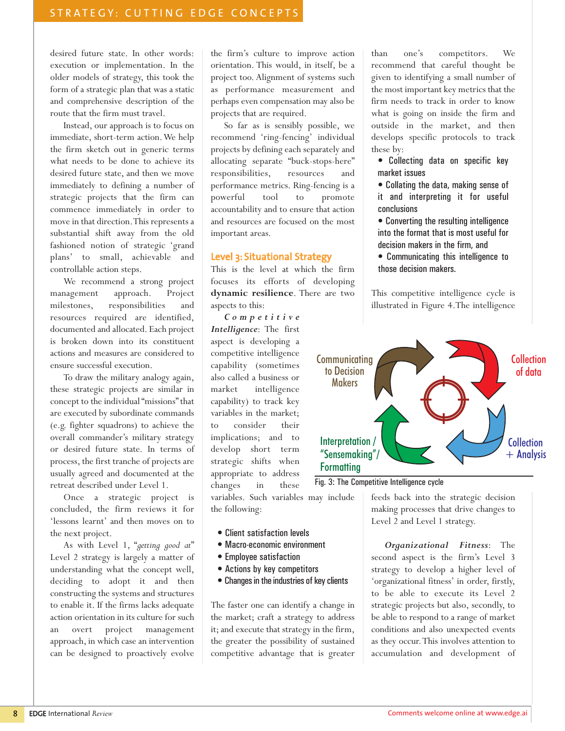desired future state. In other words: execution or implementation. In the older models of strategy, this took the form of a strategic plan that was a static and comprehensive description of the route that the firm must travel.

Instead, our approach is to focus on immediate, short-term action. We help the firm sketch out in generic terms what needs to be done to achieve its desired future state, and then we move immediately to defining a number of strategic projects that the firm can commence immediately in order to move in that direction. This represents a substantial shift away from the old fashioned notion of strategic 'grand plans' to small, achievable and controllable action steps.

We recommend a strong project management approach. Project milestones, responsibilities and resources required are identified, documented and allocated. Each project is broken down into its constituent actions and measures are considered to ensure successful execution.

To draw the military analogy again, these strategic projects are similar in concept to the individual "missions" that are executed by subordinate commands (e.g. fighter squadrons) to achieve the overall commander's military strategy or desired future state. In terms of process, the first tranche of projects are usually agreed and documented at the retreat described under Level 1.

Once a strategic project is concluded, the firm reviews it for 'lessons learnt' and then moves on to the next project.

As with Level 1, "*getting good at*" Level 2 strategy is largely a matter of understanding what the concept well, deciding to adopt it and then constructing the systems and structures to enable it. If the firms lacks adequate action orientation in its culture for such an overt project management approach, in which case an intervention can be designed to proactively evolve the firm's culture to improve action orientation. This would, in itself, be a project too. Alignment of systems such as performance measurement and perhaps even compensation may also be projects that are required.

So far as is sensibly possible, we recommend 'ring-fencing' individual projects by defining each separately and allocating separate "buck-stops-here" responsibilities, resources and performance metrics. Ring-fencing is a powerful tool to promote accountability and to ensure that action and resources are focused on the most important areas.

## Level 3: Situational Strategy

This is the level at which the firm focuses its efforts of developing **dynamic resilience**. There are two aspects to this:

***Competitive Intelligence***: The first aspect is developing a competitive intelligence capability (sometimes also called a business or market intelligence capability) to track key variables in the market; to consider their implications; and to develop short term strategic shifts when appropriate to address changes in these variables. Such variables may include the following:

- Client satisfaction levels
- Macro-economic environment
- Employee satisfaction
- Actions by key competitors
- Changes in the industries of key clients

The faster one can identify a change in the market; craft a strategy to address it; and execute that strategy in the firm, the greater the possibility of sustained competitive advantage that is greater than one's competitors. We recommend that careful thought be given to identifying a small number of the most important key metrics that the firm needs to track in order to know what is going on inside the firm and outside in the market, and then develops specific protocols to track these by:

- Collecting data on specific key market issues
- Collating the data, making sense of it and interpreting it for useful conclusions
- Converting the resulting intelligence into the format that is most useful for decision makers in the firm, and
- Communicating this intelligence to those decision makers.

This competitive intelligence cycle is illustrated in Figure 4. The intelligence feeds back into the strategic decision making processes that drive changes to Level 2 and Level 1 strategy.

Collection of data → Collection + Analysis → Interpretation / "Sensemaking"/ Formatting → Communicating to Decision Makers

Fig. 3: The Competitive Intelligence cycle

***Organizational Fitness***: The second aspect is the firm's Level 3 strategy to develop a higher level of 'organizational fitness' in order, firstly, to be able to execute its Level 2 strategic projects but also, secondly, to be able to respond to a range of market conditions and also unexpected events as they occur. This involves attention to accumulation and development of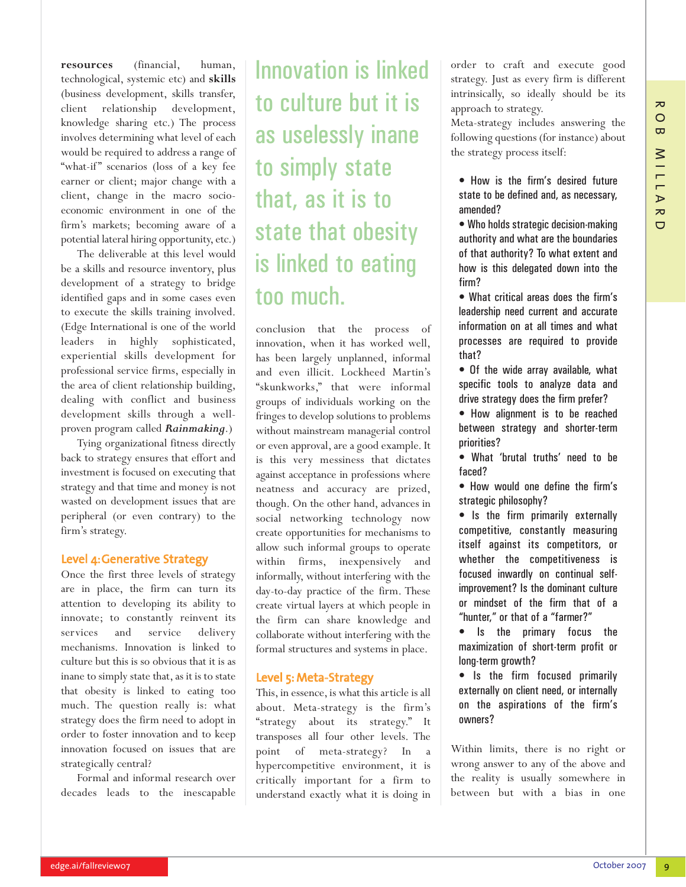**resources** (financial, human, technological, systemic etc) and **skills** (business development, skills transfer, client relationship development, knowledge sharing etc.) The process involves determining what level of each would be required to address a range of "what-if" scenarios (loss of a key fee earner or client; major change with a client, change in the macro socio-economic environment in one of the firm's markets; becoming aware of a potential lateral hiring opportunity, etc.)

The deliverable at this level would be a skills and resource inventory, plus development of a strategy to bridge identified gaps and in some cases even to execute the skills training involved. (Edge International is one of the world leaders in highly sophisticated, experiential skills development for professional service firms, especially in the area of client relationship building, dealing with conflict and business development skills through a well-proven program called ***Rainmaking***.)

Tying organizational fitness directly back to strategy ensures that effort and investment is focused on executing that strategy and that time and money is not wasted on development issues that are peripheral (or even contrary) to the firm's strategy.

## Level 4: Generative Strategy

Once the first three levels of strategy are in place, the firm can turn its attention to developing its ability to innovate; to constantly reinvent its services and service delivery mechanisms. Innovation is linked to culture but this is so obvious that it is as inane to simply state that, as it is to state that obesity is linked to eating too much. The question really is: what strategy does the firm need to adopt in order to foster innovation and to keep innovation focused on issues that are strategically central?

Formal and informal research over decades leads to the inescapable conclusion that the process of innovation, when it has worked well, has been largely unplanned, informal and even illicit. Lockheed Martin's "skunkworks," that were informal groups of individuals working on the fringes to develop solutions to problems without mainstream managerial control or even approval, are a good example. It is this very messiness that dictates against acceptance in professions where neatness and accuracy are prized, though. On the other hand, advances in social networking technology now create opportunities for mechanisms to allow such informal groups to operate within firms, inexpensively and informally, without interfering with the day-to-day practice of the firm. These create virtual layers at which people in the firm can share knowledge and collaborate without interfering with the formal structures and systems in place.

> Innovation is linked to culture but it is as uselessly inane to simply state that, as it is to state that obesity is linked to eating too much.

## Level 5: Meta-Strategy

This, in essence, is what this article is all about. Meta-strategy is the firm's "strategy about its strategy." It transposes all four other levels. The point of meta-strategy? In a hypercompetitive environment, it is critically important for a firm to understand exactly what it is doing in order to craft and execute good strategy. Just as every firm is different intrinsically, so ideally should be its approach to strategy.

Meta-strategy includes answering the following questions (for instance) about the strategy process itself:

- How is the firm's desired future state to be defined and, as necessary, amended?
- Who holds strategic decision-making authority and what are the boundaries of that authority? To what extent and how is this delegated down into the firm?
- What critical areas does the firm's leadership need current and accurate information on at all times and what processes are required to provide that?
- Of the wide array available, what specific tools to analyze data and drive strategy does the firm prefer?
- How alignment is to be reached between strategy and shorter-term priorities?
- What 'brutal truths' need to be faced?
- How would one define the firm's strategic philosophy?
- Is the firm primarily externally competitive, constantly measuring itself against its competitors, or whether the competitiveness is focused inwardly on continual self-improvement? Is the dominant culture or mindset of the firm that of a "hunter," or that of a "farmer?"
- Is the primary focus the maximization of short-term profit or long-term growth?
- Is the firm focused primarily externally on client need, or internally on the aspirations of the firm's owners?

Within limits, there is no right or wrong answer to any of the above and the reality is usually somewhere in between but with a bias in one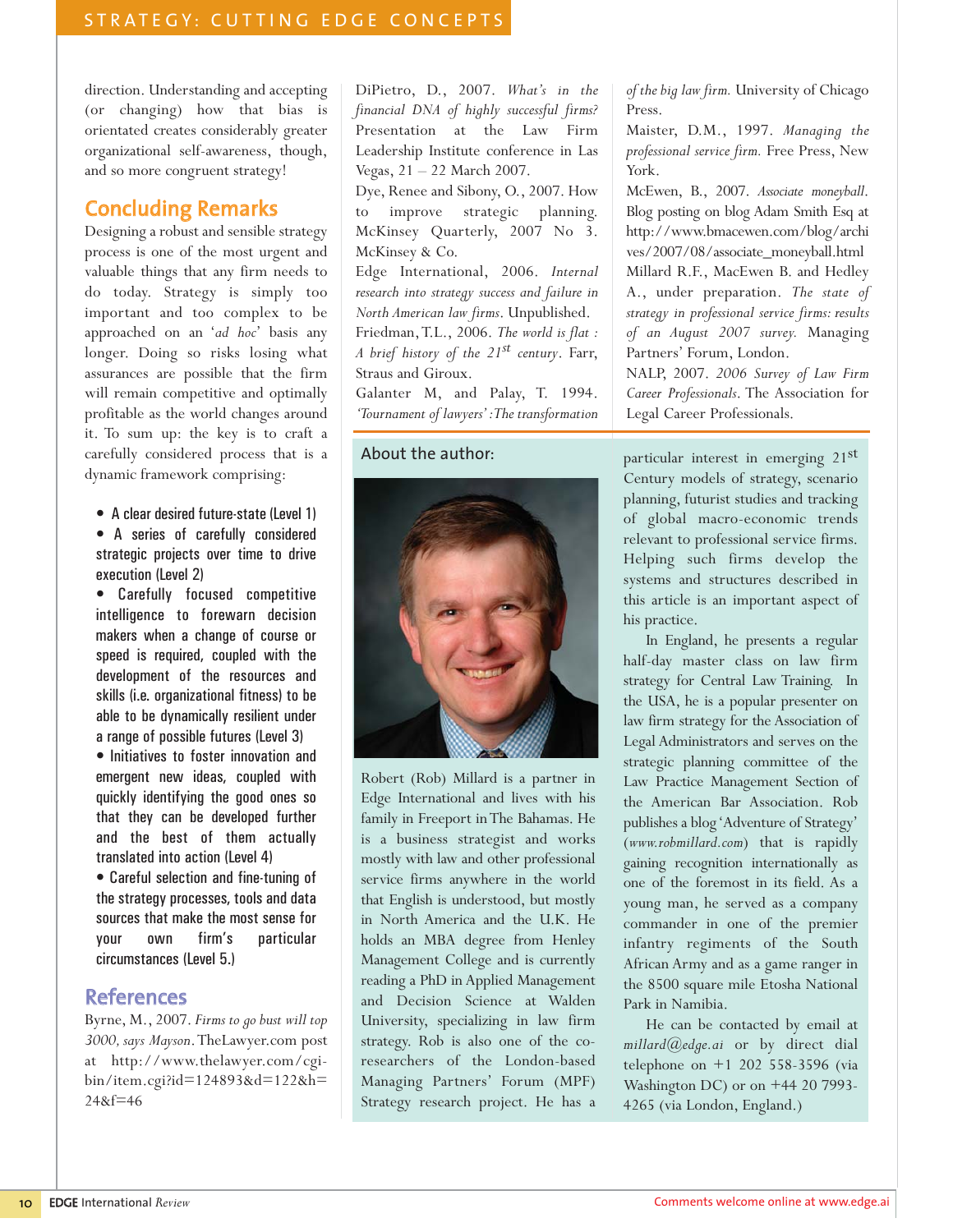direction. Understanding and accepting (or changing) how that bias is orientated creates considerably greater organizational self-awareness, though, and so more congruent strategy!

## Concluding Remarks

Designing a robust and sensible strategy process is one of the most urgent and valuable things that any firm needs to do today. Strategy is simply too important and too complex to be approached on an '*ad hoc*' basis any longer. Doing so risks losing what assurances are possible that the firm will remain competitive and optimally profitable as the world changes around it. To sum up: the key is to craft a carefully considered process that is a dynamic framework comprising:

- A clear desired future-state (Level 1)
- A series of carefully considered strategic projects over time to drive execution (Level 2)
- Carefully focused competitive intelligence to forewarn decision makers when a change of course or speed is required, coupled with the development of the resources and skills (i.e. organizational fitness) to be able to be dynamically resilient under a range of possible futures (Level 3)
- Initiatives to foster innovation and emergent new ideas, coupled with quickly identifying the good ones so that they can be developed further and the best of them actually translated into action (Level 4)
- Careful selection and fine-tuning of the strategy processes, tools and data sources that make the most sense for your own firm's particular circumstances (Level 5.)

## References

Byrne, M., 2007. *Firms to go bust will top 3000, says Mayson*. TheLawyer.com post at http://www.thelawyer.com/cgi-bin/item.cgi?id=124893&d=122&h=24&f=46

DiPietro, D., 2007. *What's in the financial DNA of highly successful firms?* Presentation at the Law Firm Leadership Institute conference in Las Vegas, 21 – 22 March 2007.

Dye, Renee and Sibony, O., 2007. How to improve strategic planning. McKinsey Quarterly, 2007 No 3. McKinsey & Co.

Edge International, 2006. *Internal research into strategy success and failure in North American law firms*. Unpublished.

Friedman, T.L., 2006. *The world is flat : A brief history of the 21st century*. Farr, Straus and Giroux.

Galanter M, and Palay, T. 1994. *'Tournament of lawyers' : The transformation of the big law firm.* University of Chicago Press.

Maister, D.M., 1997. *Managing the professional service firm.* Free Press, New York.

McEwen, B., 2007. *Associate moneyball*. Blog posting on blog Adam Smith Esq at http://www.bmacewen.com/blog/archives/2007/08/associate_moneyball.html

Millard R.F., MacEwen B. and Hedley A., under preparation. *The state of strategy in professional service firms: results of an August 2007 survey.* Managing Partners' Forum, London.

NALP, 2007. *2006 Survey of Law Firm Career Professionals*. The Association for Legal Career Professionals.

### About the author:

Robert (Rob) Millard is a partner in Edge International and lives with his family in Freeport in The Bahamas. He is a business strategist and works mostly with law and other professional service firms anywhere in the world that English is understood, but mostly in North America and the U.K. He holds an MBA degree from Henley Management College and is currently reading a PhD in Applied Management and Decision Science at Walden University, specializing in law firm strategy. Rob is also one of the co-researchers of the London-based Managing Partners' Forum (MPF) Strategy research project. He has a particular interest in emerging 21st Century models of strategy, scenario planning, futurist studies and tracking of global macro-economic trends relevant to professional service firms. Helping such firms develop the systems and structures described in this article is an important aspect of his practice.

In England, he presents a regular half-day master class on law firm strategy for Central Law Training. In the USA, he is a popular presenter on law firm strategy for the Association of Legal Administrators and serves on the strategic planning committee of the Law Practice Management Section of the American Bar Association. Rob publishes a blog 'Adventure of Strategy' (*www.robmillard.com*) that is rapidly gaining recognition internationally as one of the foremost in its field. As a young man, he served as a company commander in one of the premier infantry regiments of the South African Army and as a game ranger in the 8500 square mile Etosha National Park in Namibia.

He can be contacted by email at *millard@edge.ai* or by direct dial telephone on +1 202 558-3596 (via Washington DC) or on +44 20 7993-4265 (via London, England.)

Comments welcome online at www.edge.ai